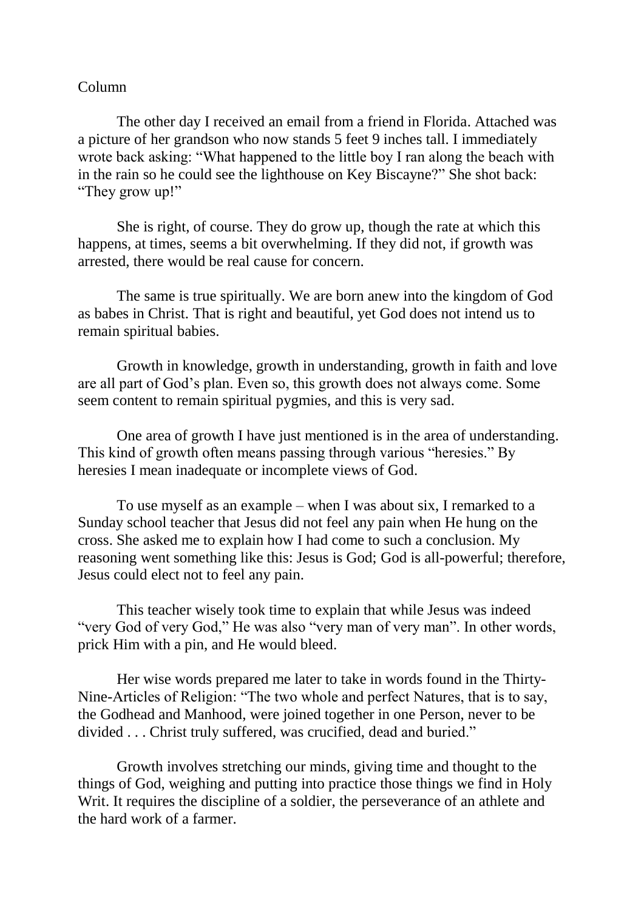Column

The other day I received an email from a friend in Florida. Attached was a picture of her grandson who now stands 5 feet 9 inches tall. I immediately wrote back asking: "What happened to the little boy I ran along the beach with in the rain so he could see the lighthouse on Key Biscayne?" She shot back: "They grow up!"

She is right, of course. They do grow up, though the rate at which this happens, at times, seems a bit overwhelming. If they did not, if growth was arrested, there would be real cause for concern.

The same is true spiritually. We are born anew into the kingdom of God as babes in Christ. That is right and beautiful, yet God does not intend us to remain spiritual babies.

Growth in knowledge, growth in understanding, growth in faith and love are all part of God's plan. Even so, this growth does not always come. Some seem content to remain spiritual pygmies, and this is very sad.

One area of growth I have just mentioned is in the area of understanding. This kind of growth often means passing through various "heresies." By heresies I mean inadequate or incomplete views of God.

To use myself as an example – when I was about six, I remarked to a Sunday school teacher that Jesus did not feel any pain when He hung on the cross. She asked me to explain how I had come to such a conclusion. My reasoning went something like this: Jesus is God; God is all-powerful; therefore, Jesus could elect not to feel any pain.

This teacher wisely took time to explain that while Jesus was indeed "very God of very God," He was also "very man of very man". In other words, prick Him with a pin, and He would bleed.

Her wise words prepared me later to take in words found in the Thirty-Nine-Articles of Religion: "The two whole and perfect Natures, that is to say, the Godhead and Manhood, were joined together in one Person, never to be divided . . . Christ truly suffered, was crucified, dead and buried."

Growth involves stretching our minds, giving time and thought to the things of God, weighing and putting into practice those things we find in Holy Writ. It requires the discipline of a soldier, the perseverance of an athlete and the hard work of a farmer.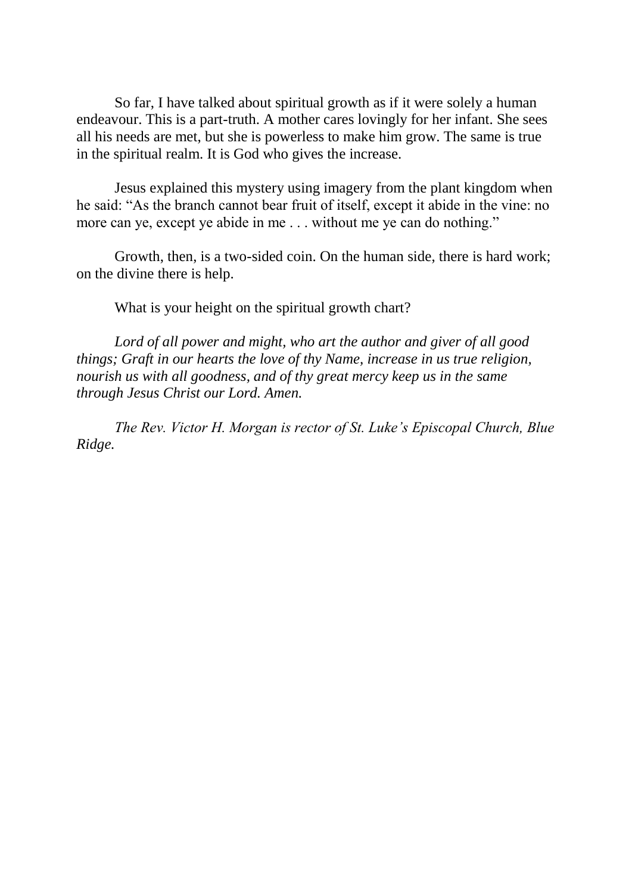So far, I have talked about spiritual growth as if it were solely a human endeavour. This is a part-truth. A mother cares lovingly for her infant. She sees all his needs are met, but she is powerless to make him grow. The same is true in the spiritual realm. It is God who gives the increase.

Jesus explained this mystery using imagery from the plant kingdom when he said: "As the branch cannot bear fruit of itself, except it abide in the vine: no more can ye, except ye abide in me . . . without me ye can do nothing."

Growth, then, is a two-sided coin. On the human side, there is hard work; on the divine there is help.

What is your height on the spiritual growth chart?

*Lord of all power and might, who art the author and giver of all good things; Graft in our hearts the love of thy Name, increase in us true religion, nourish us with all goodness, and of thy great mercy keep us in the same through Jesus Christ our Lord. Amen.*

*The Rev. Victor H. Morgan is rector of St. Luke's Episcopal Church, Blue Ridge.*